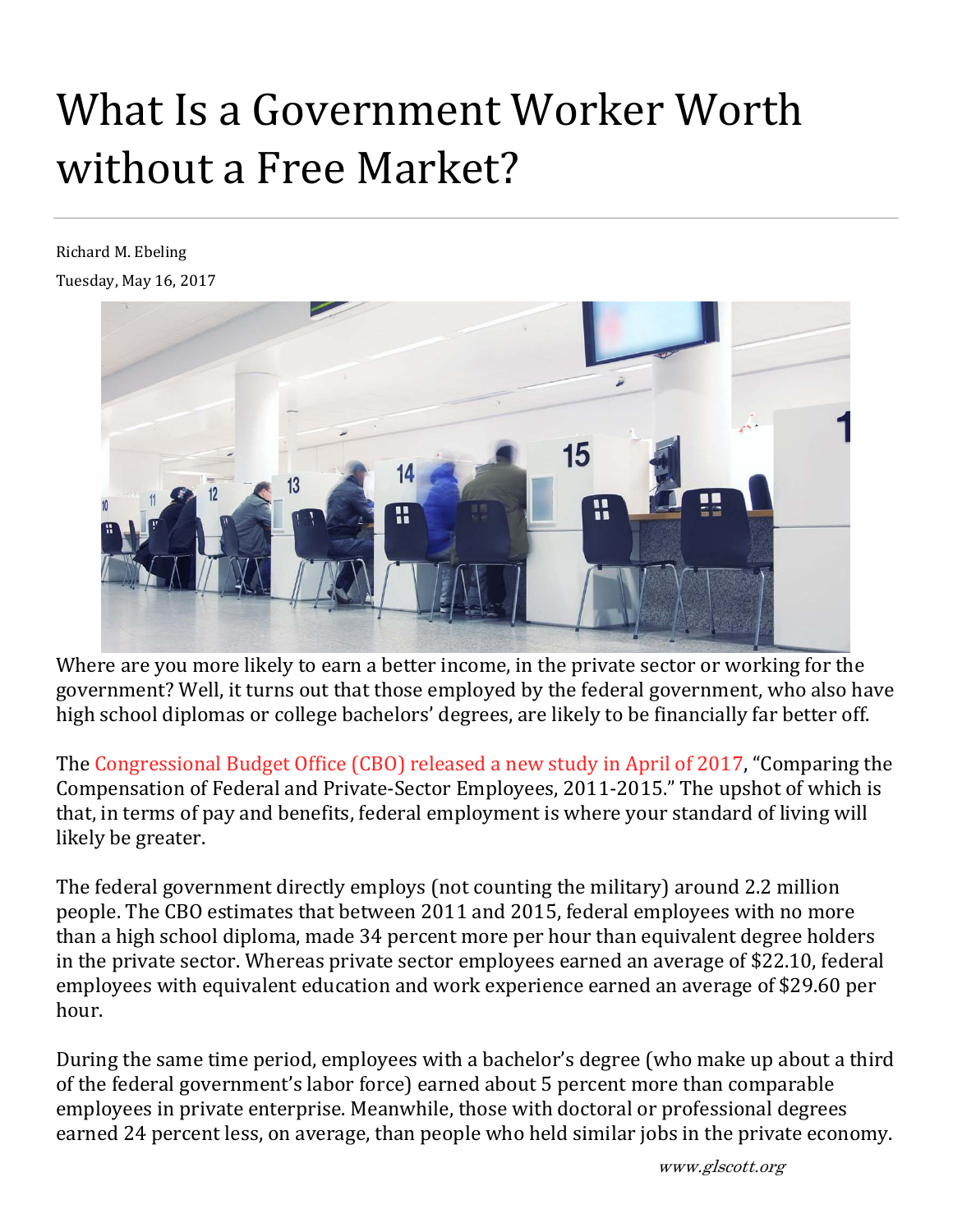# What Is a Government Worker Worth without a Free Market?

Richard M. Ebeling

Tuesday, May 16, 2017

Where are you more likely to earn a better income, in the private sector or working for the government? Well, it turns out that those employed by the federal government, who also have high school diplomas or college bachelors' degrees, are likely to be financially far better off.

The Congressional Budget Office (CBO) released a new study in April of 2017, "Comparing the Compensation of Federal and Private-Sector Employees, 2011-2015." The upshot of which is that, in terms of pay and benefits, federal employment is where your standard of living will likely be greater.

The federal government directly employs (not counting the military) around 2.2 million people. The CBO estimates that between 2011 and 2015, federal employees with no more than a high school diploma, made 34 percent more per hour than equivalent degree holders in the private sector. Whereas private sector employees earned an average of $22.10, federal employees with equivalent education and work experience earned an average of $29.60 per hour.

During the same time period, employees with a bachelor's degree (who make up about a third of the federal government's labor force) earned about 5 percent more than comparable employees in private enterprise. Meanwhile, those with doctoral or professional degrees earned 24 percent less, on average, than people who held similar jobs in the private economy.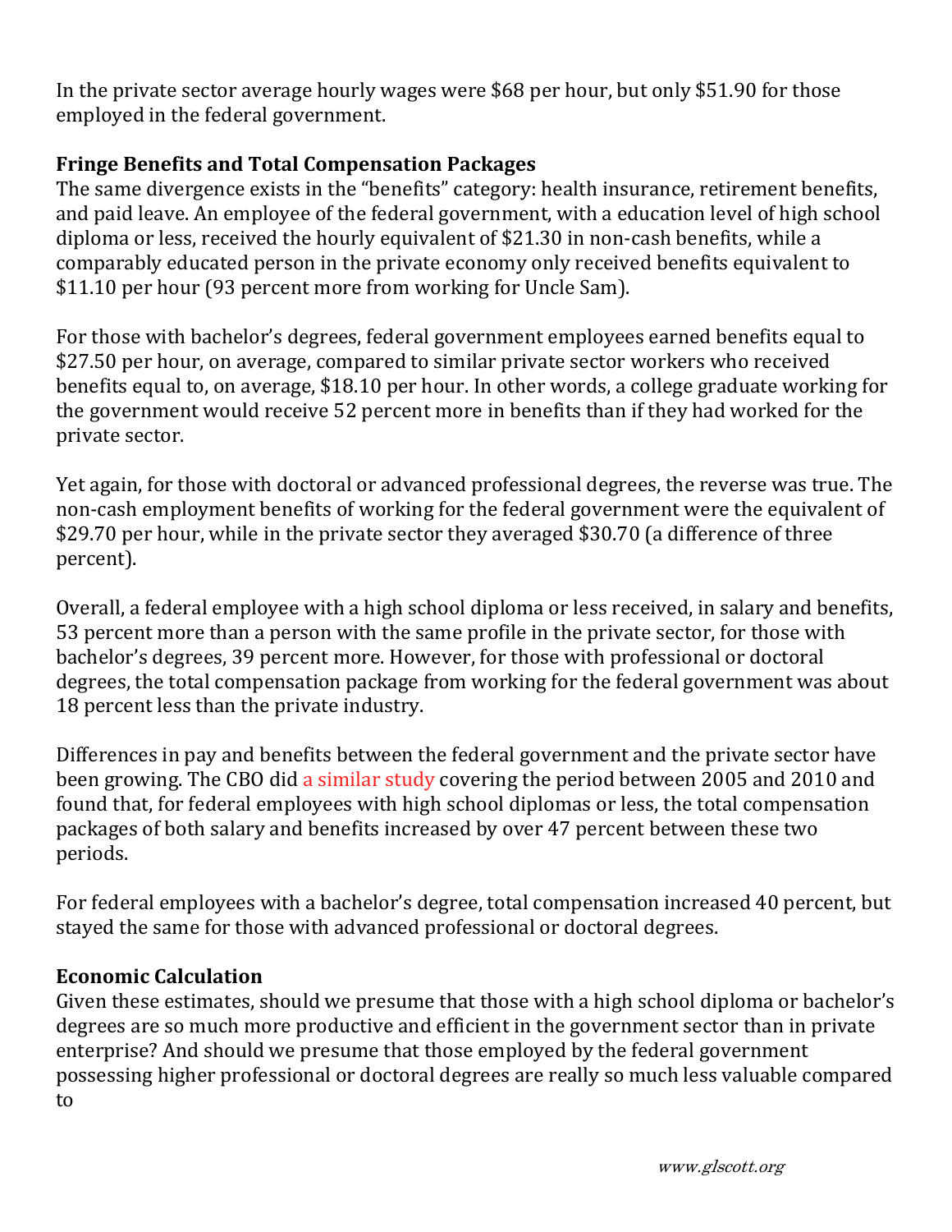In the private sector average hourly wages were $68 per hour, but only $51.90 for those employed in the federal government.

**Fringe Benefits and Total Compensation Packages**

The same divergence exists in the "benefits" category: health insurance, retirement benefits, and paid leave. An employee of the federal government, with a education level of high school diploma or less, received the hourly equivalent of $21.30 in non-cash benefits, while a comparably educated person in the private economy only received benefits equivalent to $11.10 per hour (93 percent more from working for Uncle Sam).

For those with bachelor's degrees, federal government employees earned benefits equal to $27.50 per hour, on average, compared to similar private sector workers who received benefits equal to, on average, $18.10 per hour. In other words, a college graduate working for the government would receive 52 percent more in benefits than if they had worked for the private sector.

Yet again, for those with doctoral or advanced professional degrees, the reverse was true. The non-cash employment benefits of working for the federal government were the equivalent of $29.70 per hour, while in the private sector they averaged $30.70 (a difference of three percent).

Overall, a federal employee with a high school diploma or less received, in salary and benefits, 53 percent more than a person with the same profile in the private sector, for those with bachelor's degrees, 39 percent more. However, for those with professional or doctoral degrees, the total compensation package from working for the federal government was about 18 percent less than the private industry.

Differences in pay and benefits between the federal government and the private sector have been growing. The CBO did a similar study covering the period between 2005 and 2010 and found that, for federal employees with high school diplomas or less, the total compensation packages of both salary and benefits increased by over 47 percent between these two periods.

For federal employees with a bachelor's degree, total compensation increased 40 percent, but stayed the same for those with advanced professional or doctoral degrees.

**Economic Calculation**

Given these estimates, should we presume that those with a high school diploma or bachelor's degrees are so much more productive and efficient in the government sector than in private enterprise? And should we presume that those employed by the federal government possessing higher professional or doctoral degrees are really so much less valuable compared to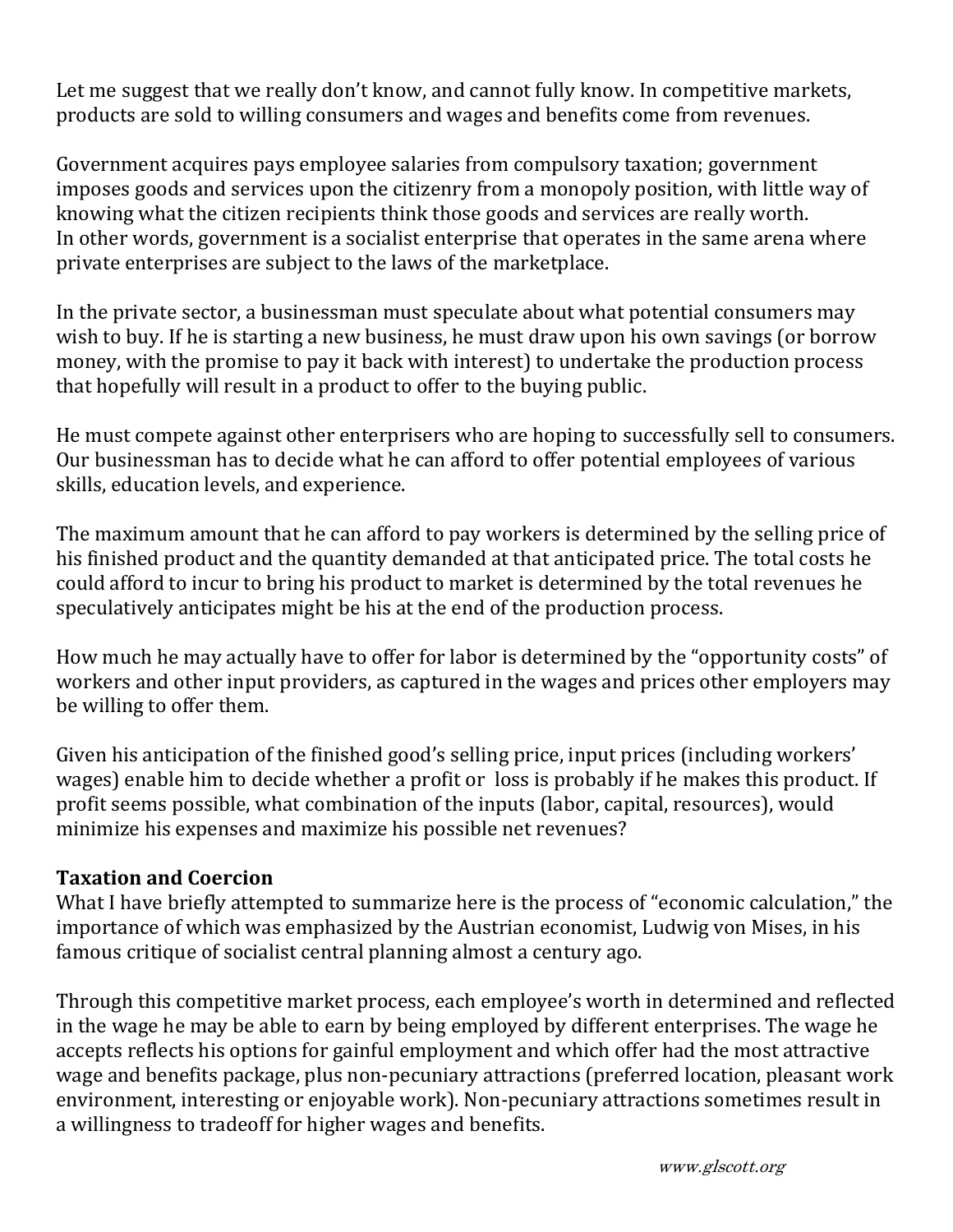Let me suggest that we really don't know, and cannot fully know. In competitive markets, products are sold to willing consumers and wages and benefits come from revenues.

Government acquires pays employee salaries from compulsory taxation; government imposes goods and services upon the citizenry from a monopoly position, with little way of knowing what the citizen recipients think those goods and services are really worth.
In other words, government is a socialist enterprise that operates in the same arena where private enterprises are subject to the laws of the marketplace.

In the private sector, a businessman must speculate about what potential consumers may wish to buy. If he is starting a new business, he must draw upon his own savings (or borrow money, with the promise to pay it back with interest) to undertake the production process that hopefully will result in a product to offer to the buying public.

He must compete against other enterprisers who are hoping to successfully sell to consumers. Our businessman has to decide what he can afford to offer potential employees of various skills, education levels, and experience.

The maximum amount that he can afford to pay workers is determined by the selling price of his finished product and the quantity demanded at that anticipated price. The total costs he could afford to incur to bring his product to market is determined by the total revenues he speculatively anticipates might be his at the end of the production process.

How much he may actually have to offer for labor is determined by the "opportunity costs" of workers and other input providers, as captured in the wages and prices other employers may be willing to offer them.

Given his anticipation of the finished good's selling price, input prices (including workers' wages) enable him to decide whether a profit or  loss is probably if he makes this product. If profit seems possible, what combination of the inputs (labor, capital, resources), would minimize his expenses and maximize his possible net revenues?

**Taxation and Coercion**
What I have briefly attempted to summarize here is the process of "economic calculation," the importance of which was emphasized by the Austrian economist, Ludwig von Mises, in his famous critique of socialist central planning almost a century ago.

Through this competitive market process, each employee's worth in determined and reflected in the wage he may be able to earn by being employed by different enterprises. The wage he accepts reflects his options for gainful employment and which offer had the most attractive wage and benefits package, plus non-pecuniary attractions (preferred location, pleasant work environment, interesting or enjoyable work). Non-pecuniary attractions sometimes result in a willingness to tradeoff for higher wages and benefits.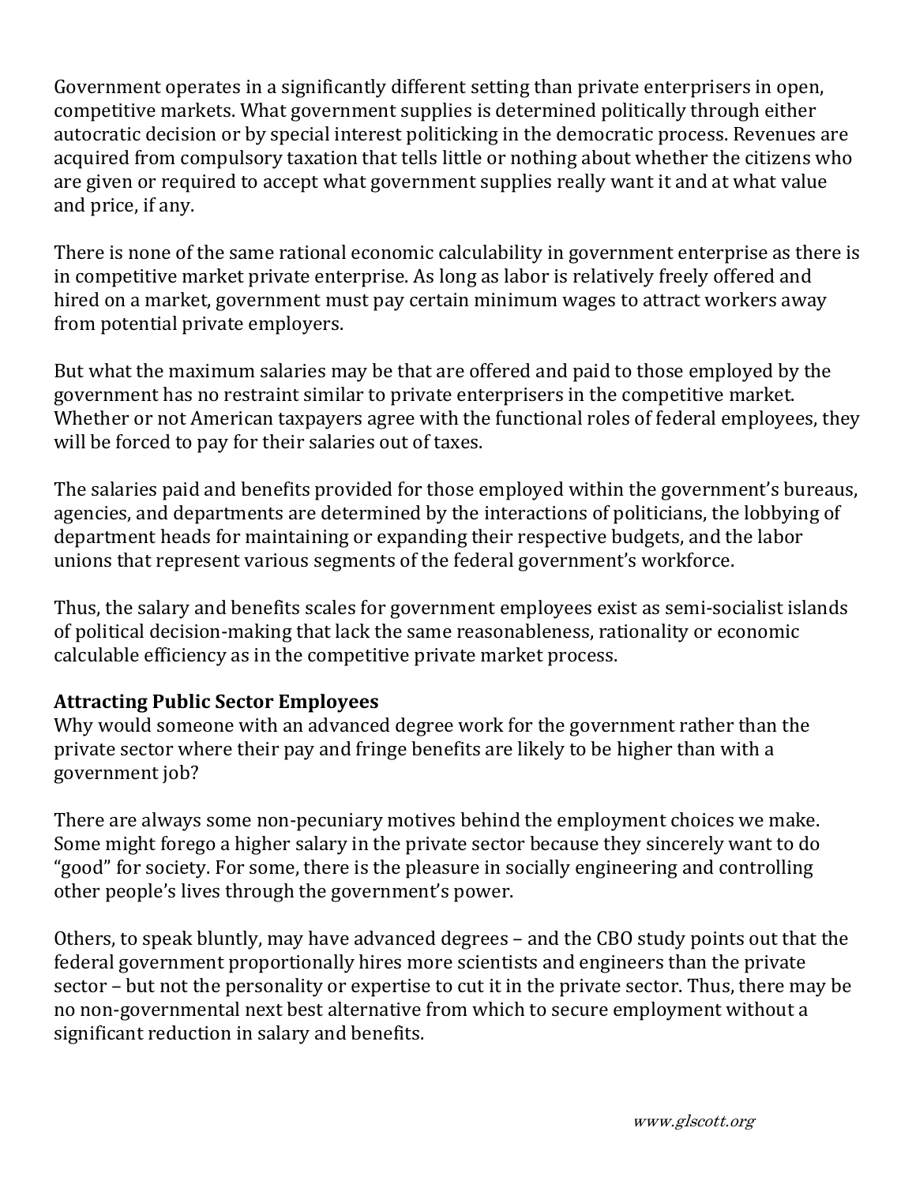Government operates in a significantly different setting than private enterprisers in open, competitive markets. What government supplies is determined politically through either autocratic decision or by special interest politicking in the democratic process. Revenues are acquired from compulsory taxation that tells little or nothing about whether the citizens who are given or required to accept what government supplies really want it and at what value and price, if any.

There is none of the same rational economic calculability in government enterprise as there is in competitive market private enterprise. As long as labor is relatively freely offered and hired on a market, government must pay certain minimum wages to attract workers away from potential private employers.

But what the maximum salaries may be that are offered and paid to those employed by the government has no restraint similar to private enterprisers in the competitive market. Whether or not American taxpayers agree with the functional roles of federal employees, they will be forced to pay for their salaries out of taxes.

The salaries paid and benefits provided for those employed within the government's bureaus, agencies, and departments are determined by the interactions of politicians, the lobbying of department heads for maintaining or expanding their respective budgets, and the labor unions that represent various segments of the federal government's workforce.

Thus, the salary and benefits scales for government employees exist as semi-socialist islands of political decision-making that lack the same reasonableness, rationality or economic calculable efficiency as in the competitive private market process.

**Attracting Public Sector Employees**

Why would someone with an advanced degree work for the government rather than the private sector where their pay and fringe benefits are likely to be higher than with a government job?

There are always some non-pecuniary motives behind the employment choices we make. Some might forego a higher salary in the private sector because they sincerely want to do "good" for society. For some, there is the pleasure in socially engineering and controlling other people's lives through the government's power.

Others, to speak bluntly, may have advanced degrees – and the CBO study points out that the federal government proportionally hires more scientists and engineers than the private sector – but not the personality or expertise to cut it in the private sector. Thus, there may be no non-governmental next best alternative from which to secure employment without a significant reduction in salary and benefits.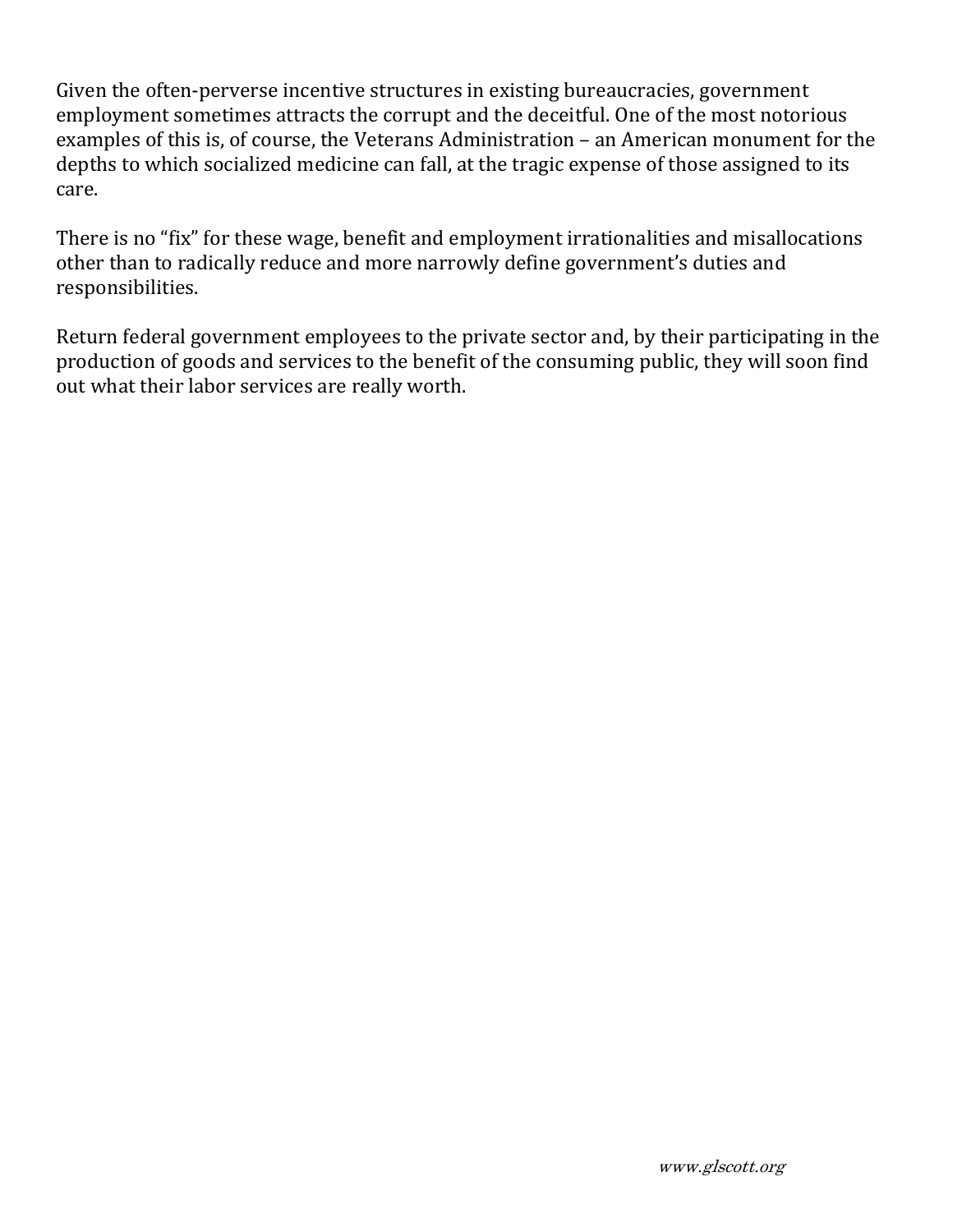Given the often-perverse incentive structures in existing bureaucracies, government employment sometimes attracts the corrupt and the deceitful. One of the most notorious examples of this is, of course, the Veterans Administration – an American monument for the depths to which socialized medicine can fall, at the tragic expense of those assigned to its care.

There is no "fix" for these wage, benefit and employment irrationalities and misallocations other than to radically reduce and more narrowly define government's duties and responsibilities.

Return federal government employees to the private sector and, by their participating in the production of goods and services to the benefit of the consuming public, they will soon find out what their labor services are really worth.